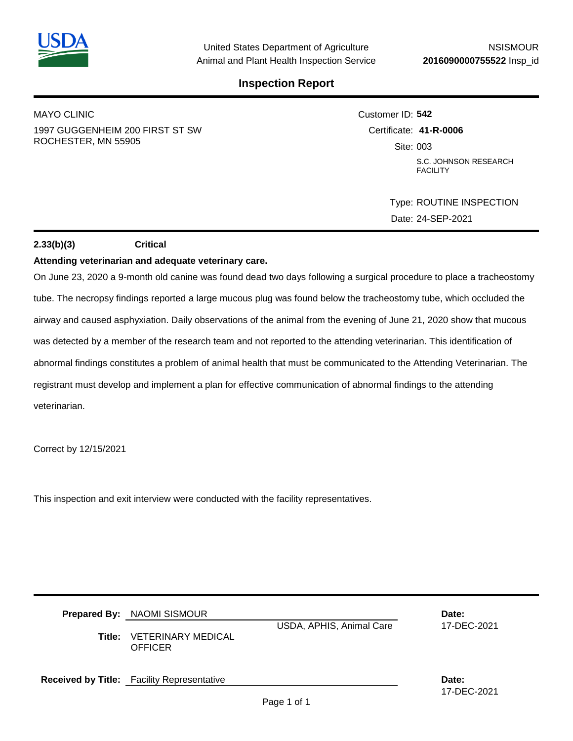United States Department of Agriculture
Animal and Plant Health Inspection Service

NSISMOUR
**2016090000755522** Insp_id

# Inspection Report

MAYO CLINIC
1997 GUGGENHEIM 200 FIRST ST SW
ROCHESTER, MN 55905

Customer ID: **542**
Certificate: **41-R-0006**
Site: 003
S.C. JOHNSON RESEARCH FACILITY

Type: ROUTINE INSPECTION
Date: 24-SEP-2021

**2.33(b)(3)** **Critical**

**Attending veterinarian and adequate veterinary care.**

On June 23, 2020 a 9-month old canine was found dead two days following a surgical procedure to place a tracheostomy tube. The necropsy findings reported a large mucous plug was found below the tracheostomy tube, which occluded the airway and caused asphyxiation. Daily observations of the animal from the evening of June 21, 2020 show that mucous was detected by a member of the research team and not reported to the attending veterinarian. This identification of abnormal findings constitutes a problem of animal health that must be communicated to the Attending Veterinarian. The registrant must develop and implement a plan for effective communication of abnormal findings to the attending veterinarian.

Correct by 12/15/2021

This inspection and exit interview were conducted with the facility representatives.

**Prepared By:** NAOMI SISMOUR
USDA, APHIS, Animal Care
**Date:** 17-DEC-2021
**Title:** VETERINARY MEDICAL OFFICER

**Received by Title:** Facility Representative
**Date:** 17-DEC-2021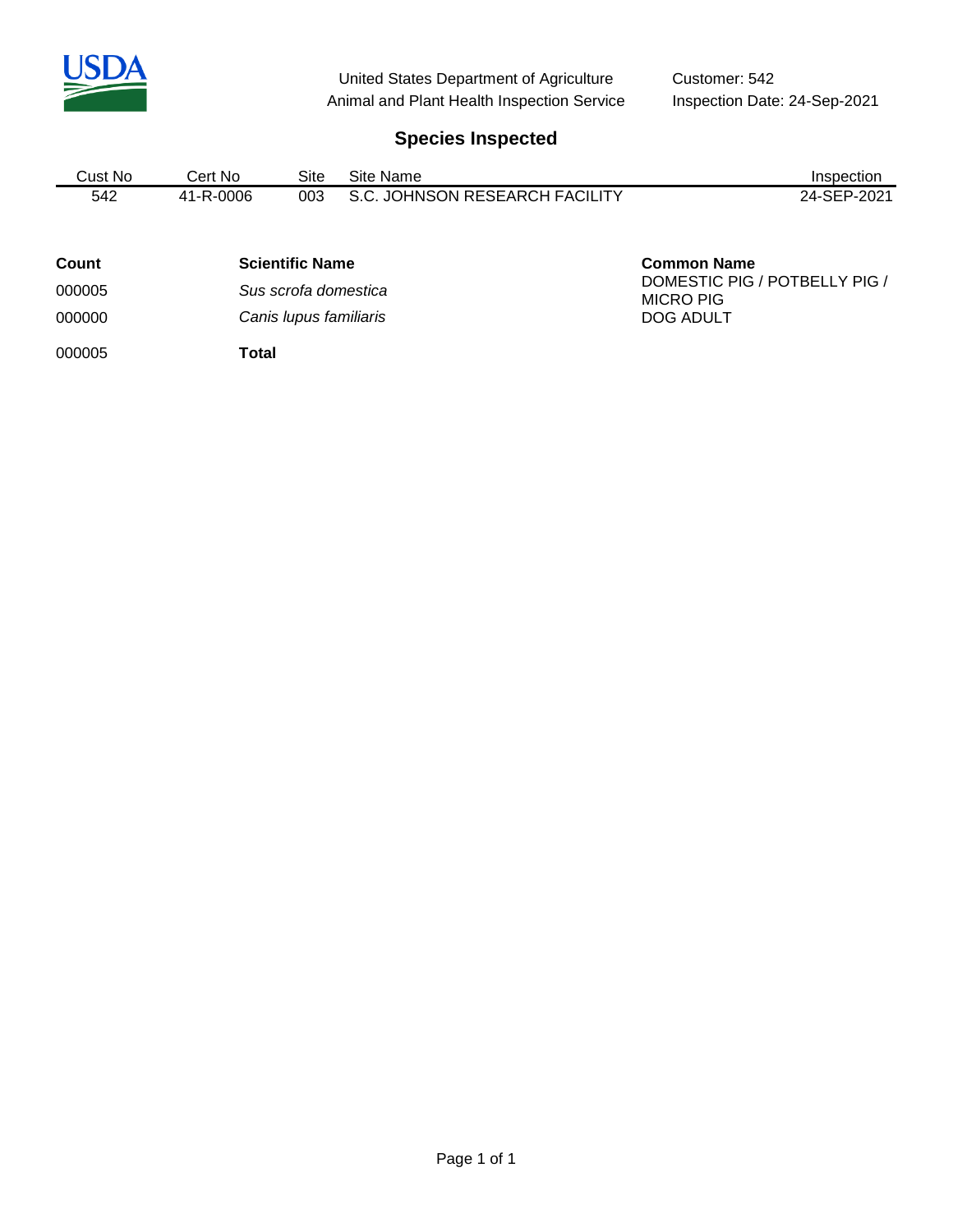United States Department of Agriculture
Animal and Plant Health Inspection Service

Customer: 542
Inspection Date: 24-Sep-2021

## Species Inspected

| Cust No | Cert No | Site | Site Name | Inspection |
|---|---|---|---|---|
| 542 | 41-R-0006 | 003 | S.C. JOHNSON RESEARCH FACILITY | 24-SEP-2021 |

| Count | Scientific Name | Common Name |
|---|---|---|
| 000005 | *Sus scrofa domestica* | DOMESTIC PIG / POTBELLY PIG / MICRO PIG |
| 000000 | *Canis lupus familiaris* | DOG ADULT |
| 000005 | **Total** | |